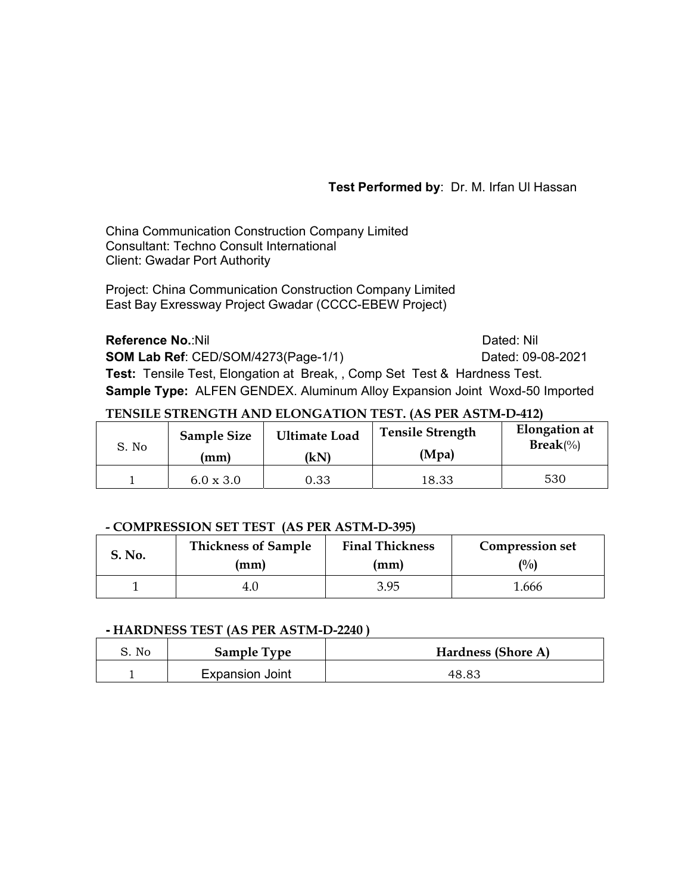**Test Performed by**: Dr. M. Irfan Ul Hassan

China Communication Construction Company Limited
Consultant: Techno Consult International
Client: Gwadar Port Authority

Project: China Communication Construction Company Limited
East Bay Exressway Project Gwadar (CCCC-EBEW Project)

**Reference No.**:Nil Dated: Nil
**SOM Lab Ref**: CED/SOM/4273(Page-1/1) Dated: 09-08-2021
**Test:** Tensile Test, Elongation at Break, , Comp Set Test & Hardness Test.
**Sample Type:** ALFEN GENDEX. Aluminum Alloy Expansion Joint Woxd-50 Imported

**TENSILE STRENGTH AND ELONGATION TEST. (AS PER ASTM-D-412)**

| S. No | Sample Size (mm) | Ultimate Load (kN) | Tensile Strength (Mpa) | Elongation at Break(%) |
|---|---|---|---|---|
| 1 | 6.0 x 3.0 | 0.33 | 18.33 | 530 |

**- COMPRESSION SET TEST (AS PER ASTM-D-395)**

| S. No. | Thickness of Sample (mm) | Final Thickness (mm) | Compression set (%) |
|---|---|---|---|
| 1 | 4.0 | 3.95 | 1.666 |

**- HARDNESS TEST (AS PER ASTM-D-2240 )**

| S. No | Sample Type | Hardness (Shore A) |
|---|---|---|
| 1 | Expansion Joint | 48.83 |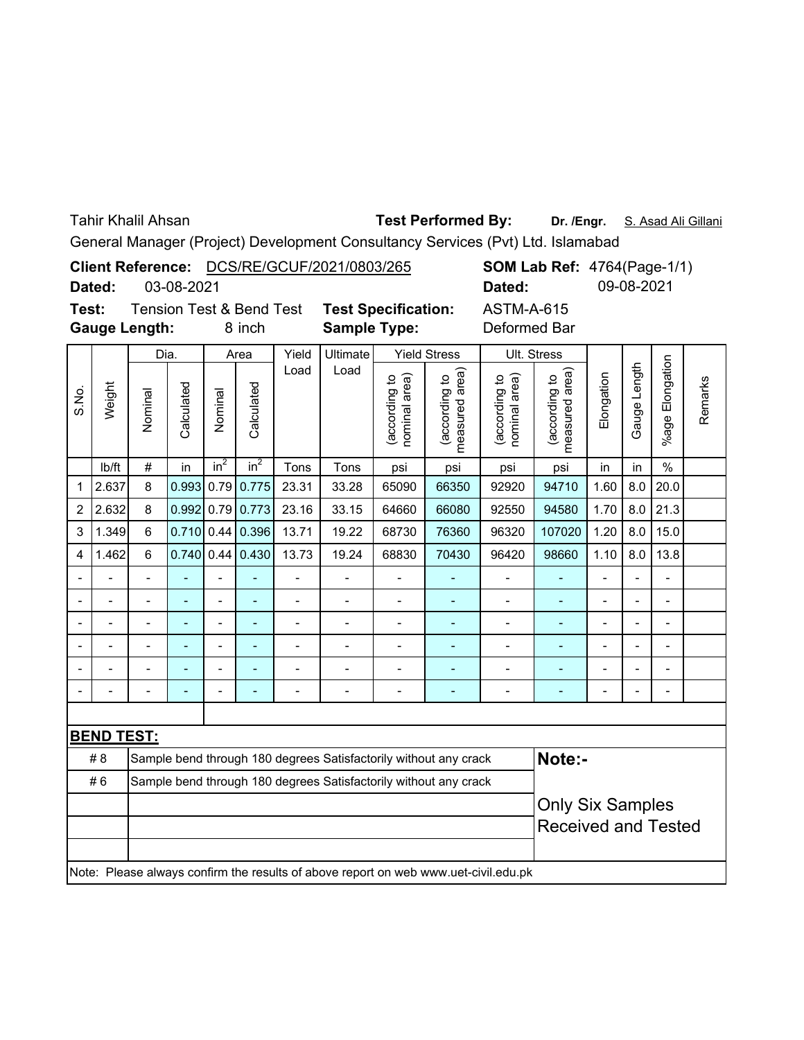Tahir Khalil Ahsan **Test Performed By:** **Dr. /Engr.** S. Asad Ali Gillani

General Manager (Project) Development Consultancy Services (Pvt) Ltd. Islamabad

**Client Reference:** DCS/RE/GCUF/2021/0803/265 **SOM Lab Ref:** 4764(Page-1/1)

**Dated:** 03-08-2021 **Dated:** 09-08-2021

**Test:** Tension Test & Bend Test **Test Specification:** ASTM-A-615

**Gauge Length:** 8 inch **Sample Type:** Deformed Bar

| S.No. | Weight | Dia. | | Area | | Yield Load | Ultimate Load | Yield Stress | | Ult. Stress | | Elongation | Gauge Length | %age Elongation | Remarks |
|---|---|---|---|---|---|---|---|---|---|---|---|---|---|---|---|
| | | Nominal | Calculated | Nominal | Calculated | | | (according to nominal area) | (according to measured area) | (according to nominal area) | (according to measured area) | | | | |
| | lb/ft | # | in | $in^2$ | $in^2$ | Tons | Tons | psi | psi | psi | psi | in | in | % | |
| 1 | 2.637 | 8 | 0.993 | 0.79 | 0.775 | 23.31 | 33.28 | 65090 | 66350 | 92920 | 94710 | 1.60 | 8.0 | 20.0 | |
| 2 | 2.632 | 8 | 0.992 | 0.79 | 0.773 | 23.16 | 33.15 | 64660 | 66080 | 92550 | 94580 | 1.70 | 8.0 | 21.3 | |
| 3 | 1.349 | 6 | 0.710 | 0.44 | 0.396 | 13.71 | 19.22 | 68730 | 76360 | 96320 | 107020 | 1.20 | 8.0 | 15.0 | |
| 4 | 1.462 | 6 | 0.740 | 0.44 | 0.430 | 13.73 | 19.24 | 68830 | 70430 | 96420 | 98660 | 1.10 | 8.0 | 13.8 | |
| - | - | - | - | - | - | - | - | - | - | - | - | - | - | - | |
| - | - | - | - | - | - | - | - | - | - | - | - | - | - | - | |
| - | - | - | - | - | - | - | - | - | - | - | - | - | - | - | |
| - | - | - | - | - | - | - | - | - | - | - | - | - | - | - | |
| - | - | - | - | - | - | - | - | - | - | - | - | - | - | - | |
| - | - | - | - | - | - | - | - | - | - | - | - | - | - | - | |

**BEND TEST:**

| | | |
|---|---|---|
| # 8 | Sample bend through 180 degrees Satisfactorily without any crack | **Note:-** |
| # 6 | Sample bend through 180 degrees Satisfactorily without any crack | Only Six Samples Received and Tested |

Note: Please always confirm the results of above report on web www.uet-civil.edu.pk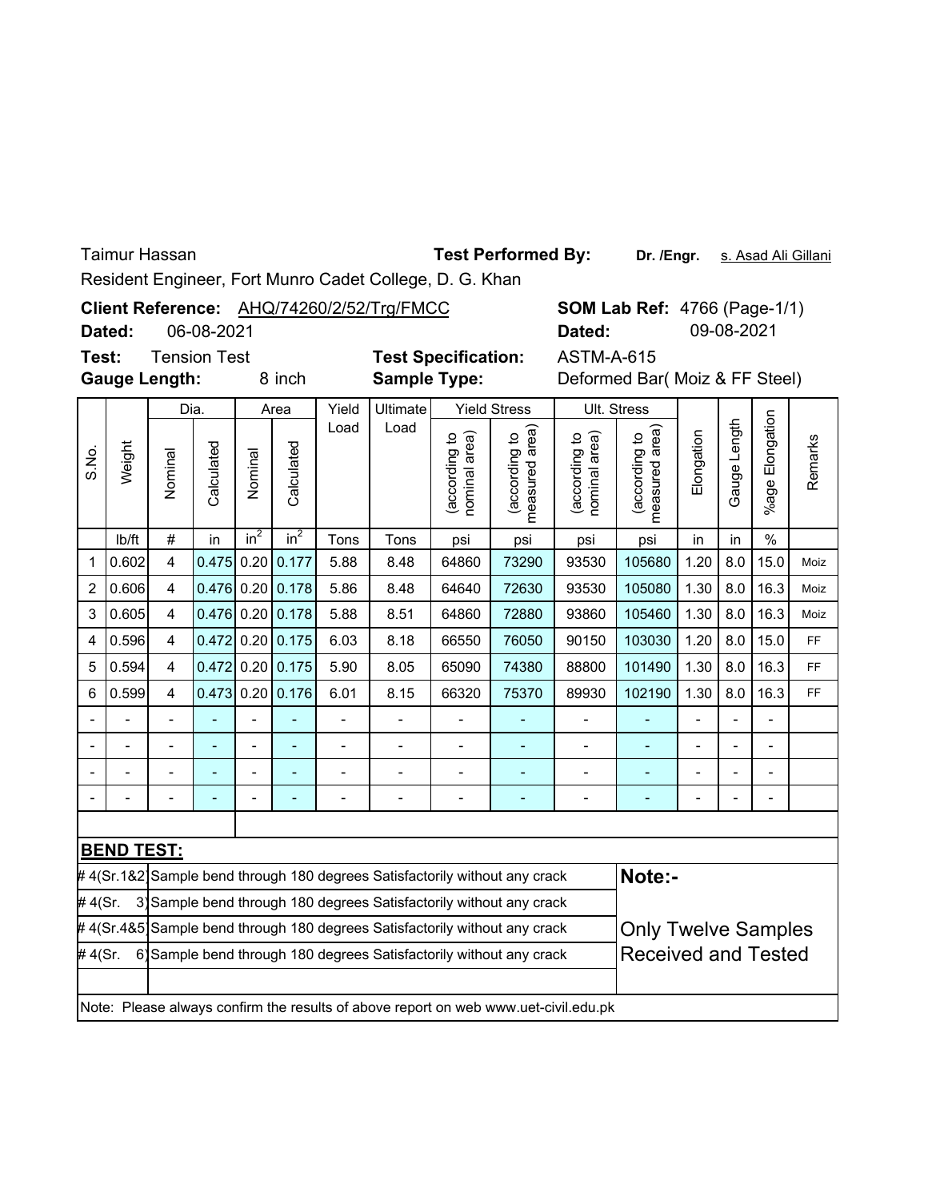Taimur Hassan

Resident Engineer, Fort Munro Cadet College, D. G. Khan

**Test Performed By:** **Dr. /Engr.** s. Asad Ali Gillani

**Client Reference:** AHQ/74260/2/52/Trg/FMCC

**Dated:** 06-08-2021

**Test:** Tension Test

**Gauge Length:** 8 inch

**SOM Lab Ref:** 4766 (Page-1/1)

**Dated:** 09-08-2021

**Test Specification:** ASTM-A-615

**Sample Type:** Deformed Bar( Moiz & FF Steel)

| S.No. | Weight | Dia. | | Area | | Yield Load | Ultimate Load | Yield Stress | | Ult. Stress | | Elongation | Gauge Length | %age Elongation | Remarks |
|---|---|---|---|---|---|---|---|---|---|---|---|---|---|---|---|
| | | Nominal | Calculated | Nominal | Calculated | | | (according to nominal area) | (according to measured area) | (according to nominal area) | (according to measured area) | | | | |
| | lb/ft | # | in | $in^2$ | $in^2$ | Tons | Tons | psi | psi | psi | psi | in | in | % | |
| 1 | 0.602 | 4 | 0.475 | 0.20 | 0.177 | 5.88 | 8.48 | 64860 | 73290 | 93530 | 105680 | 1.20 | 8.0 | 15.0 | Moiz |
| 2 | 0.606 | 4 | 0.476 | 0.20 | 0.178 | 5.86 | 8.48 | 64640 | 72630 | 93530 | 105080 | 1.30 | 8.0 | 16.3 | Moiz |
| 3 | 0.605 | 4 | 0.476 | 0.20 | 0.178 | 5.88 | 8.51 | 64860 | 72880 | 93860 | 105460 | 1.30 | 8.0 | 16.3 | Moiz |
| 4 | 0.596 | 4 | 0.472 | 0.20 | 0.175 | 6.03 | 8.18 | 66550 | 76050 | 90150 | 103030 | 1.20 | 8.0 | 15.0 | FF |
| 5 | 0.594 | 4 | 0.472 | 0.20 | 0.175 | 5.90 | 8.05 | 65090 | 74380 | 88800 | 101490 | 1.30 | 8.0 | 16.3 | FF |
| 6 | 0.599 | 4 | 0.473 | 0.20 | 0.176 | 6.01 | 8.15 | 66320 | 75370 | 89930 | 102190 | 1.30 | 8.0 | 16.3 | FF |
| - | - | - | - | - | - | - | - | - | - | - | - | - | - | - | |
| - | - | - | - | - | - | - | - | - | - | - | - | - | - | - | |
| - | - | - | - | - | - | - | - | - | - | - | - | - | - | - | |
| - | - | - | - | - | - | - | - | - | - | - | - | - | - | - | |

**BEND TEST:**

| | |
|---|---|
| # 4(Sr.1&2) | Sample bend through 180 degrees Satisfactorily without any crack |
| # 4(Sr. 3) | Sample bend through 180 degrees Satisfactorily without any crack |
| # 4(Sr.4&5) | Sample bend through 180 degrees Satisfactorily without any crack |
| # 4(Sr. 6) | Sample bend through 180 degrees Satisfactorily without any crack |

**Note:-**

Only Twelve Samples Received and Tested

Note: Please always confirm the results of above report on web www.uet-civil.edu.pk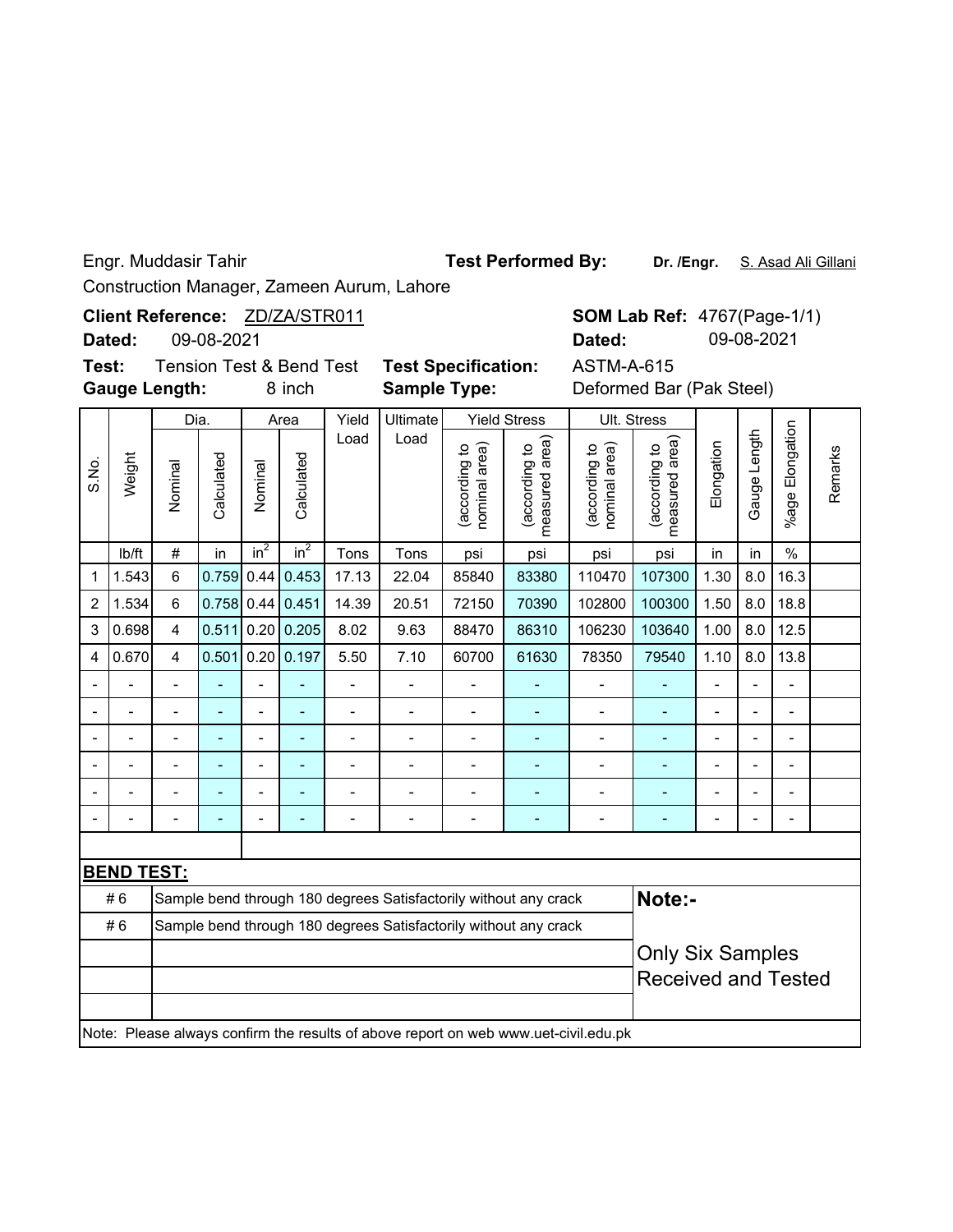Engr. Muddasir Tahir

Construction Manager, Zameen Aurum, Lahore

**Test Performed By:** **Dr. /Engr.** S. Asad Ali Gillani

**Client Reference:** ZD/ZA/STR011

**Dated:** 09-08-2021

**SOM Lab Ref:** 4767(Page-1/1)

**Dated:** 09-08-2021

**Test:** Tension Test & Bend Test

**Test Specification:** ASTM-A-615

**Gauge Length:** 8 inch

**Sample Type:** Deformed Bar (Pak Steel)

| S.No. | Weight | Dia. | | Area | | Yield Load | Ultimate Load | Yield Stress | | Ult. Stress | | Elongation | Gauge Length | %age Elongation | Remarks |
|---|---|---|---|---|---|---|---|---|---|---|---|---|---|---|---|
| | | Nominal | Calculated | Nominal | Calculated | | | (according to nominal area) | (according to measured area) | (according to nominal area) | (according to measured area) | | | | |
| | lb/ft | # | in | $in^2$ | $in^2$ | Tons | Tons | psi | psi | psi | psi | in | in | % | |
| 1 | 1.543 | 6 | 0.759 | 0.44 | 0.453 | 17.13 | 22.04 | 85840 | 83380 | 110470 | 107300 | 1.30 | 8.0 | 16.3 | |
| 2 | 1.534 | 6 | 0.758 | 0.44 | 0.451 | 14.39 | 20.51 | 72150 | 70390 | 102800 | 100300 | 1.50 | 8.0 | 18.8 | |
| 3 | 0.698 | 4 | 0.511 | 0.20 | 0.205 | 8.02 | 9.63 | 88470 | 86310 | 106230 | 103640 | 1.00 | 8.0 | 12.5 | |
| 4 | 0.670 | 4 | 0.501 | 0.20 | 0.197 | 5.50 | 7.10 | 60700 | 61630 | 78350 | 79540 | 1.10 | 8.0 | 13.8 | |
| - | - | - | - | - | - | - | - | - | - | - | - | - | - | - | |
| - | - | - | - | - | - | - | - | - | - | - | - | - | - | - | |
| - | - | - | - | - | - | - | - | - | - | - | - | - | - | - | |
| - | - | - | - | - | - | - | - | - | - | - | - | - | - | - | |
| - | - | - | - | - | - | - | - | - | - | - | - | - | - | - | |
| - | - | - | - | - | - | - | - | - | - | - | - | - | - | - | |

**BEND TEST:**

| | | |
|---|---|---|
| # 6 | Sample bend through 180 degrees Satisfactorily without any crack | **Note:-** |
| # 6 | Sample bend through 180 degrees Satisfactorily without any crack | |
| | | Only Six Samples Received and Tested |

Note: Please always confirm the results of above report on web www.uet-civil.edu.pk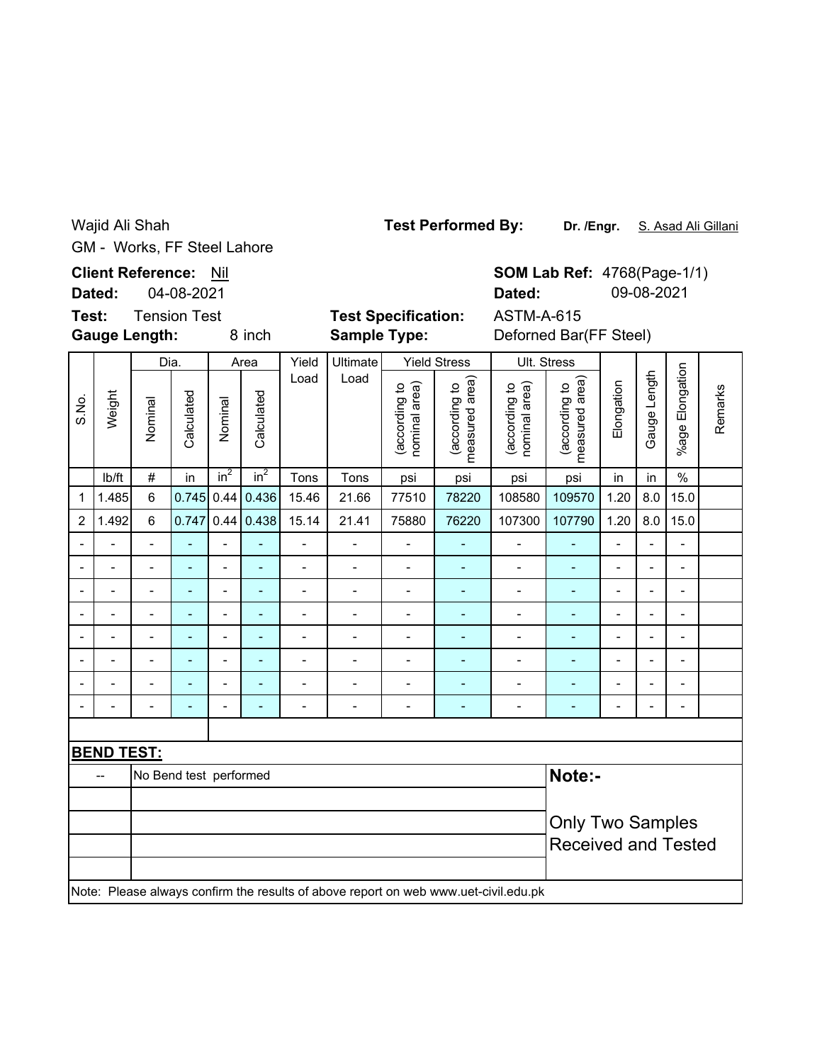Wajid Ali Shah
GM - Works, FF Steel Lahore

**Test Performed By:** **Dr. /Engr.** S. Asad Ali Gillani

**Client Reference:** Nil
**Dated:** 04-08-2021

**SOM Lab Ref:** 4768(Page-1/1)
**Dated:** 09-08-2021

**Test:** Tension Test
**Gauge Length:** 8 inch

**Test Specification:** ASTM-A-615
**Sample Type:** Deforned Bar(FF Steel)

| S.No. | Weight | Dia. | | Area | | Yield Load | Ultimate Load | Yield Stress | | Ult. Stress | | Elongation | Gauge Length | %age Elongation | Remarks |
|---|---|---|---|---|---|---|---|---|---|---|---|---|---|---|---|
| | | Nominal | Calculated | Nominal | Calculated | | | (according to nominal area) | (according to measured area) | (according to nominal area) | (according to measured area) | | | | |
| | lb/ft | # | in | $in^2$ | $in^2$ | Tons | Tons | psi | psi | psi | psi | in | in | % | |
| 1 | 1.485 | 6 | 0.745 | 0.44 | 0.436 | 15.46 | 21.66 | 77510 | 78220 | 108580 | 109570 | 1.20 | 8.0 | 15.0 | |
| 2 | 1.492 | 6 | 0.747 | 0.44 | 0.438 | 15.14 | 21.41 | 75880 | 76220 | 107300 | 107790 | 1.20 | 8.0 | 15.0 | |
| - | - | - | - | - | - | - | - | - | - | - | - | - | - | - | |
| - | - | - | - | - | - | - | - | - | - | - | - | - | - | - | |
| - | - | - | - | - | - | - | - | - | - | - | - | - | - | - | |
| - | - | - | - | - | - | - | - | - | - | - | - | - | - | - | |
| - | - | - | - | - | - | - | - | - | - | - | - | - | - | - | |
| - | - | - | - | - | - | - | - | - | - | - | - | - | - | - | |
| - | - | - | - | - | - | - | - | - | - | - | - | - | - | - | |
| - | - | - | - | - | - | - | - | - | - | - | - | - | - | - | |

**BEND TEST:**

| | |
|---|---|
| -- | No Bend test performed |

**Note:-**

Only Two Samples Received and Tested

Note: Please always confirm the results of above report on web www.uet-civil.edu.pk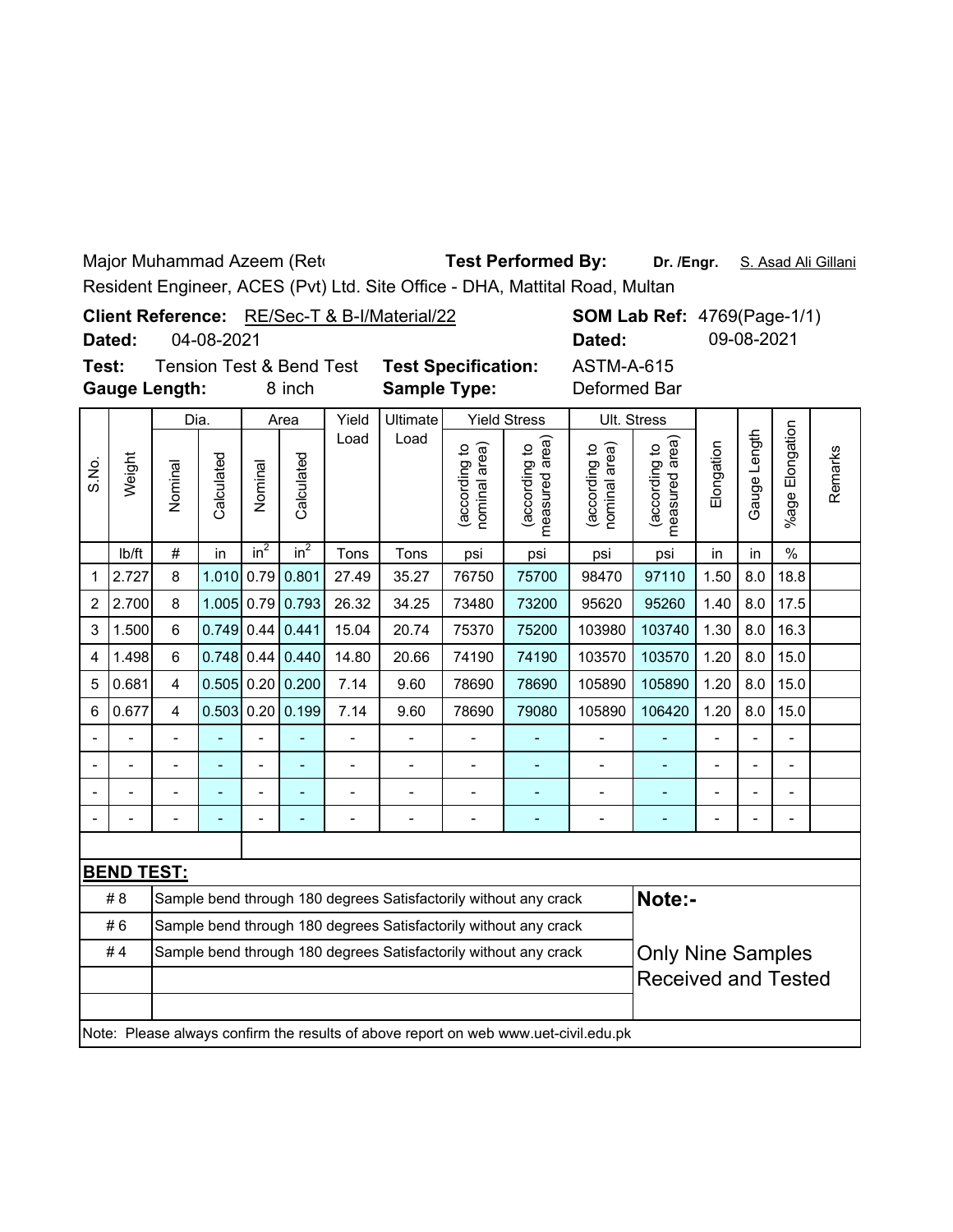Major Muhammad Azeem (Ret(

**Test Performed By:** **Dr. /Engr.** S. Asad Ali Gillani

Resident Engineer, ACES (Pvt) Ltd. Site Office - DHA, Mattital Road, Multan

**Client Reference:** RE/Sec-T & B-I/Material/22

**SOM Lab Ref:** 4769(Page-1/1)

**Dated:** 04-08-2021

**Dated:** 09-08-2021

**Test:** Tension Test & Bend Test

**Test Specification:** ASTM-A-615

**Gauge Length:** 8 inch

**Sample Type:** Deformed Bar

| S.No. | Weight | Dia. | | Area | | Yield Load | Ultimate Load | Yield Stress | | Ult. Stress | | Elongation | Gauge Length | %age Elongation | Remarks |
|---|---|---|---|---|---|---|---|---|---|---|---|---|---|---|---|
| | | Nominal | Calculated | Nominal | Calculated | | | (according to nominal area) | (according to measured area) | (according to nominal area) | (according to measured area) | | | | |
| | lb/ft | # | in | $in^2$ | $in^2$ | Tons | Tons | psi | psi | psi | psi | in | in | % | |
| 1 | 2.727 | 8 | 1.010 | 0.79 | 0.801 | 27.49 | 35.27 | 76750 | 75700 | 98470 | 97110 | 1.50 | 8.0 | 18.8 | |
| 2 | 2.700 | 8 | 1.005 | 0.79 | 0.793 | 26.32 | 34.25 | 73480 | 73200 | 95620 | 95260 | 1.40 | 8.0 | 17.5 | |
| 3 | 1.500 | 6 | 0.749 | 0.44 | 0.441 | 15.04 | 20.74 | 75370 | 75200 | 103980 | 103740 | 1.30 | 8.0 | 16.3 | |
| 4 | 1.498 | 6 | 0.748 | 0.44 | 0.440 | 14.80 | 20.66 | 74190 | 74190 | 103570 | 103570 | 1.20 | 8.0 | 15.0 | |
| 5 | 0.681 | 4 | 0.505 | 0.20 | 0.200 | 7.14 | 9.60 | 78690 | 78690 | 105890 | 105890 | 1.20 | 8.0 | 15.0 | |
| 6 | 0.677 | 4 | 0.503 | 0.20 | 0.199 | 7.14 | 9.60 | 78690 | 79080 | 105890 | 106420 | 1.20 | 8.0 | 15.0 | |
| - | - | - | - | - | - | - | - | - | - | - | - | - | - | - | |
| - | - | - | - | - | - | - | - | - | - | - | - | - | - | - | |
| - | - | - | - | - | - | - | - | - | - | - | - | - | - | - | |
| - | - | - | - | - | - | - | - | - | - | - | - | - | - | - | |

**BEND TEST:**

| | | |
|---|---|---|
| # 8 | Sample bend through 180 degrees Satisfactorily without any crack | **Note:-** |
| # 6 | Sample bend through 180 degrees Satisfactorily without any crack | |
| # 4 | Sample bend through 180 degrees Satisfactorily without any crack | Only Nine Samples Received and Tested |

Note: Please always confirm the results of above report on web www.uet-civil.edu.pk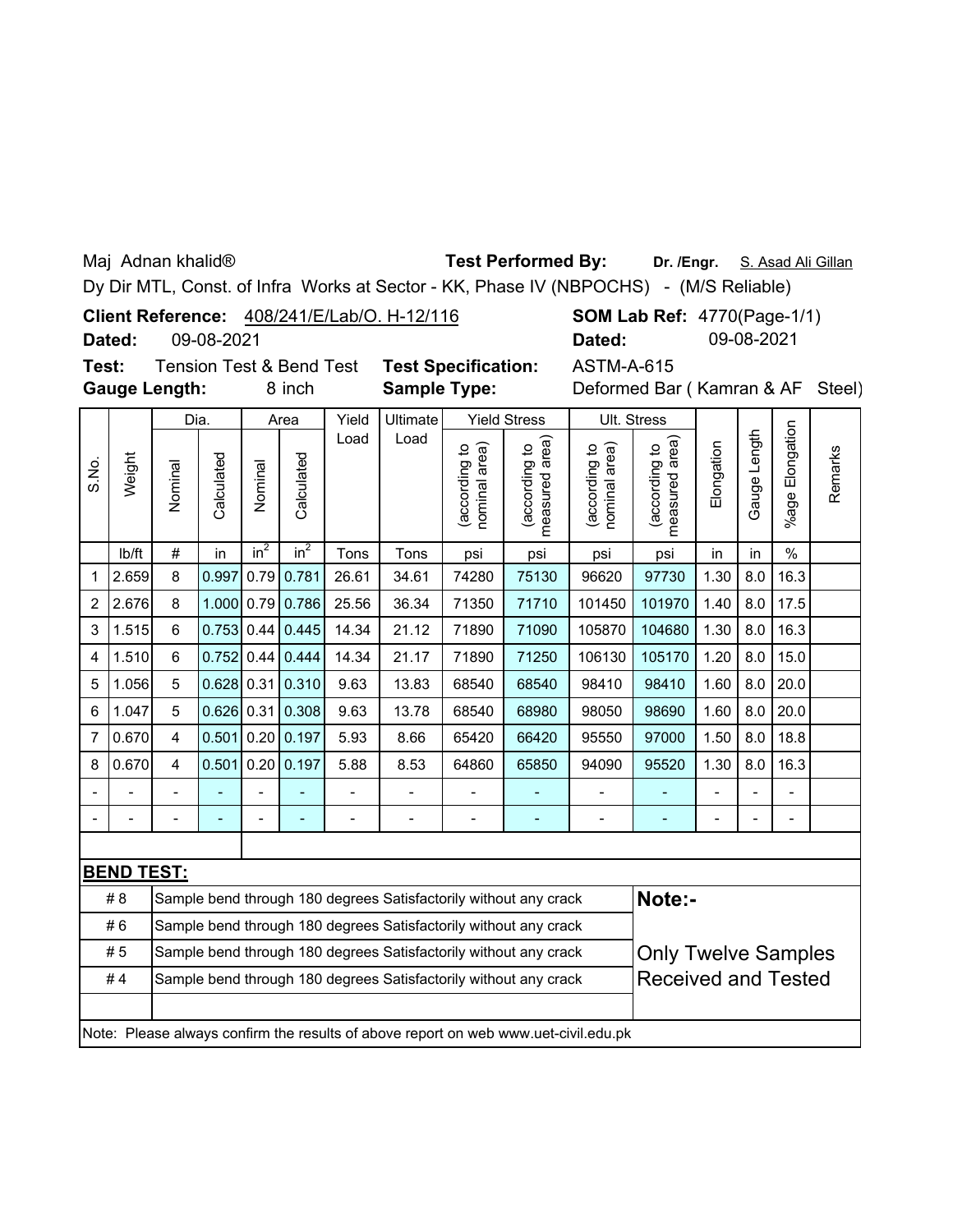Maj Adnan khalid®

**Test Performed By:** **Dr. /Engr.** S. Asad Ali Gillan

Dy Dir MTL, Const. of Infra Works at Sector - KK, Phase IV (NBPOCHS) - (M/S Reliable)

**Client Reference:** 408/241/E/Lab/O. H-12/116 **SOM Lab Ref:** 4770(Page-1/1)

**Dated:** 09-08-2021 **Dated:** 09-08-2021

**Test:** Tension Test & Bend Test **Test Specification:** ASTM-A-615

**Gauge Length:** 8 inch **Sample Type:** Deformed Bar ( Kamran & AF Steel)

| S.No. | Weight | Dia. | | Area | | Yield Load | Ultimate Load | Yield Stress | | Ult. Stress | | Elongation | Gauge Length | %age Elongation | Remarks |
|---|---|---|---|---|---|---|---|---|---|---|---|---|---|---|---|
| | | Nominal | Calculated | Nominal | Calculated | | | (according to nominal area) | (according to measured area) | (according to nominal area) | (according to measured area) | | | | |
| | lb/ft | # | in | $in^2$ | $in^2$ | Tons | Tons | psi | psi | psi | psi | in | in | % | |
| 1 | 2.659 | 8 | 0.997 | 0.79 | 0.781 | 26.61 | 34.61 | 74280 | 75130 | 96620 | 97730 | 1.30 | 8.0 | 16.3 | |
| 2 | 2.676 | 8 | 1.000 | 0.79 | 0.786 | 25.56 | 36.34 | 71350 | 71710 | 101450 | 101970 | 1.40 | 8.0 | 17.5 | |
| 3 | 1.515 | 6 | 0.753 | 0.44 | 0.445 | 14.34 | 21.12 | 71890 | 71090 | 105870 | 104680 | 1.30 | 8.0 | 16.3 | |
| 4 | 1.510 | 6 | 0.752 | 0.44 | 0.444 | 14.34 | 21.17 | 71890 | 71250 | 106130 | 105170 | 1.20 | 8.0 | 15.0 | |
| 5 | 1.056 | 5 | 0.628 | 0.31 | 0.310 | 9.63 | 13.83 | 68540 | 68540 | 98410 | 98410 | 1.60 | 8.0 | 20.0 | |
| 6 | 1.047 | 5 | 0.626 | 0.31 | 0.308 | 9.63 | 13.78 | 68540 | 68980 | 98050 | 98690 | 1.60 | 8.0 | 20.0 | |
| 7 | 0.670 | 4 | 0.501 | 0.20 | 0.197 | 5.93 | 8.66 | 65420 | 66420 | 95550 | 97000 | 1.50 | 8.0 | 18.8 | |
| 8 | 0.670 | 4 | 0.501 | 0.20 | 0.197 | 5.88 | 8.53 | 64860 | 65850 | 94090 | 95520 | 1.30 | 8.0 | 16.3 | |
| - | - | - | - | - | - | - | - | - | - | - | - | - | - | - | |
| - | - | - | - | - | - | - | - | - | - | - | - | - | - | - | |

**BEND TEST:**

| | | |
|---|---|---|
| # 8 | Sample bend through 180 degrees Satisfactorily without any crack | **Note:-** |
| # 6 | Sample bend through 180 degrees Satisfactorily without any crack | |
| # 5 | Sample bend through 180 degrees Satisfactorily without any crack | Only Twelve Samples |
| # 4 | Sample bend through 180 degrees Satisfactorily without any crack | Received and Tested |

Note: Please always confirm the results of above report on web www.uet-civil.edu.pk